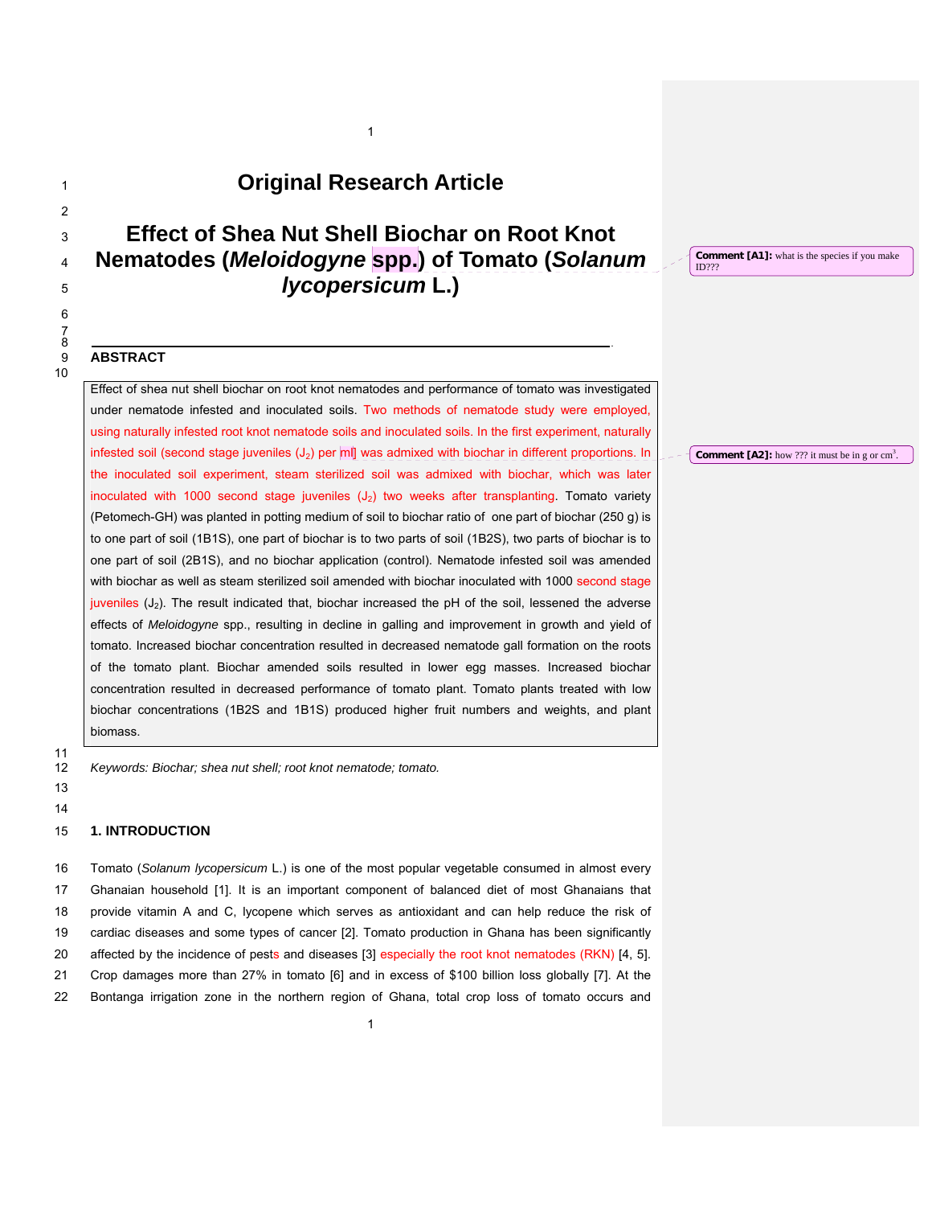# Original Research Article

# Effect of Shea Nut Shell Biochar on Root Knot Nematodes (*Meloidogyne* spp.) of Tomato (*Solanum lycopersicum* L.)

**Comment [A1]:** what is the species if you make ID???

## ABSTRACT

Effect of shea nut shell biochar on root knot nematodes and performance of tomato was investigated under nematode infested and inoculated soils. Two methods of nematode study were employed, using naturally infested root knot nematode soils and inoculated soils. In the first experiment, naturally infested soil (second stage juveniles ($J_2$) per ml) was admixed with biochar in different proportions. In the inoculated soil experiment, steam sterilized soil was admixed with biochar, which was later inoculated with 1000 second stage juveniles ($J_2$) two weeks after transplanting. Tomato variety (Petomech-GH) was planted in potting medium of soil to biochar ratio of one part of biochar (250 g) is to one part of soil (1B1S), one part of biochar is to two parts of soil (1B2S), two parts of biochar is to one part of soil (2B1S), and no biochar application (control). Nematode infested soil was amended with biochar as well as steam sterilized soil amended with biochar inoculated with 1000 second stage juveniles ($J_2$). The result indicated that, biochar increased the pH of the soil, lessened the adverse effects of *Meloidogyne* spp., resulting in decline in galling and improvement in growth and yield of tomato. Increased biochar concentration resulted in decreased nematode gall formation on the roots of the tomato plant. Biochar amended soils resulted in lower egg masses. Increased biochar concentration resulted in decreased performance of tomato plant. Tomato plants treated with low biochar concentrations (1B2S and 1B1S) produced higher fruit numbers and weights, and plant biomass.

**Comment [A2]:** how ??? it must be in g or $cm^3$.

*Keywords: Biochar; shea nut shell; root knot nematode; tomato.*

## 1. INTRODUCTION

Tomato (*Solanum lycopersicum* L.) is one of the most popular vegetable consumed in almost every Ghanaian household [1]. It is an important component of balanced diet of most Ghanaians that provide vitamin A and C, lycopene which serves as antioxidant and can help reduce the risk of cardiac diseases and some types of cancer [2]. Tomato production in Ghana has been significantly affected by the incidence of pests and diseases [3] especially the root knot nematodes (RKN) [4, 5]. Crop damages more than 27% in tomato [6] and in excess of $100 billion loss globally [7]. At the Bontanga irrigation zone in the northern region of Ghana, total crop loss of tomato occurs and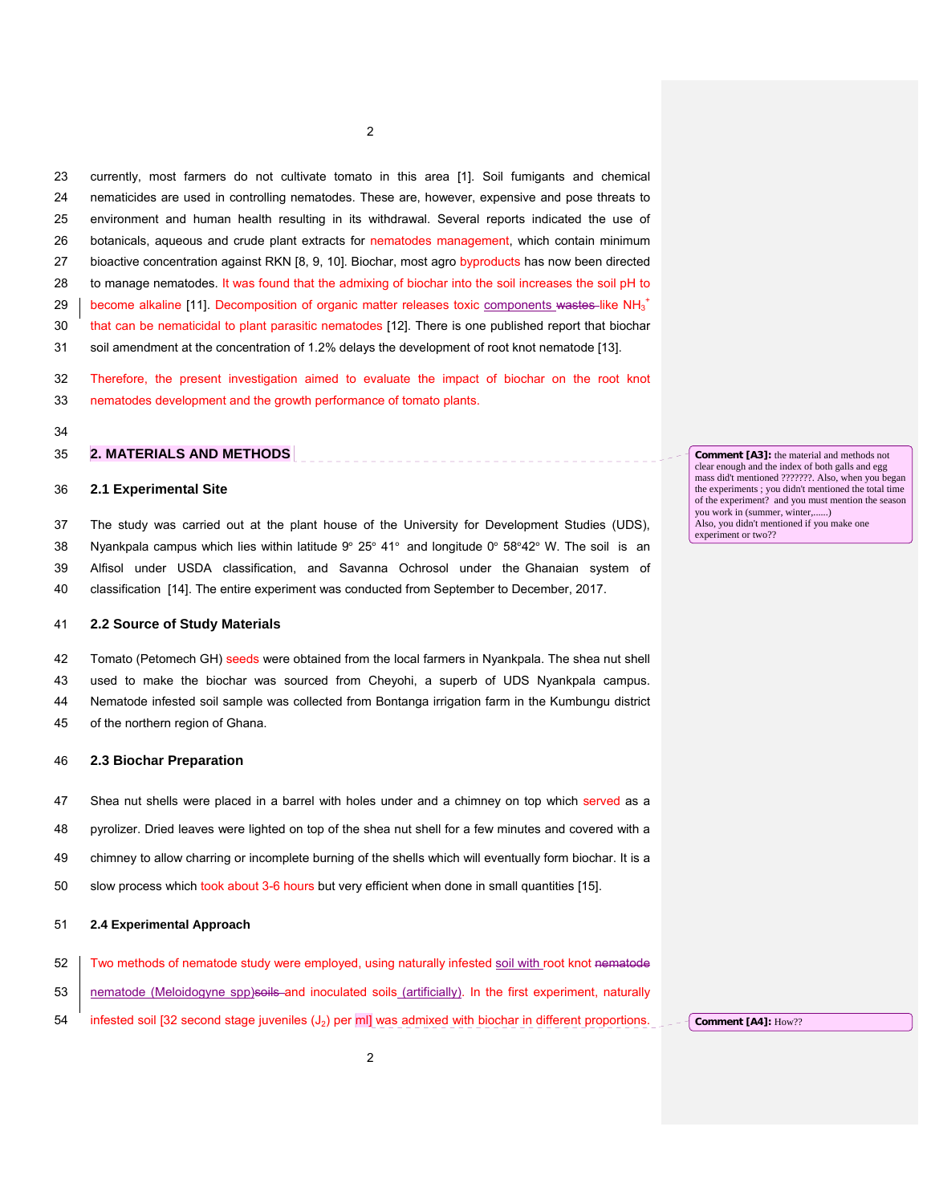currently, most farmers do not cultivate tomato in this area [1]. Soil fumigants and chemical nematicides are used in controlling nematodes. These are, however, expensive and pose threats to environment and human health resulting in its withdrawal. Several reports indicated the use of botanicals, aqueous and crude plant extracts for nematodes management, which contain minimum bioactive concentration against RKN [8, 9, 10]. Biochar, most agro byproducts has now been directed to manage nematodes. It was found that the admixing of biochar into the soil increases the soil pH to become alkaline [11]. Decomposition of organic matter releases toxic components ~~wastes~~ like $NH_3^+$ that can be nematicidal to plant parasitic nematodes [12]. There is one published report that biochar soil amendment at the concentration of 1.2% delays the development of root knot nematode [13].

Therefore, the present investigation aimed to evaluate the impact of biochar on the root knot nematodes development and the growth performance of tomato plants.

## 2. MATERIALS AND METHODS

> **Comment [A3]:** the material and methods not clear enough and the index of both galls and egg mass did't mentioned ???????. Also, when you began the experiments ; you didn't mentioned the total time of the experiment? and you must mention the season you work in (summer, winter,......) Also, you didn't mentioned if you make one experiment or two??

### 2.1 Experimental Site

The study was carried out at the plant house of the University for Development Studies (UDS), Nyankpala campus which lies within latitude 9° 25° 41° and longitude 0° 58°42° W. The soil is an Alfisol under USDA classification, and Savanna Ochrosol under the Ghanaian system of classification [14]. The entire experiment was conducted from September to December, 2017.

### 2.2 Source of Study Materials

Tomato (Petomech GH) seeds were obtained from the local farmers in Nyankpala. The shea nut shell used to make the biochar was sourced from Cheyohi, a superb of UDS Nyankpala campus. Nematode infested soil sample was collected from Bontanga irrigation farm in the Kumbungu district of the northern region of Ghana.

### 2.3 Biochar Preparation

Shea nut shells were placed in a barrel with holes under and a chimney on top which served as a pyrolizer. Dried leaves were lighted on top of the shea nut shell for a few minutes and covered with a chimney to allow charring or incomplete burning of the shells which will eventually form biochar. It is a slow process which took about 3-6 hours but very efficient when done in small quantities [15].

### 2.4 Experimental Approach

Two methods of nematode study were employed, using naturally infested soil with root knot ~~nematode~~ nematode (Meloidogyne spp)~~soils~~ and inoculated soils (artificially). In the first experiment, naturally infested soil [32 second stage juveniles ($J_2$) per ml] was admixed with biochar in different proportions.

> **Comment [A4]:** How??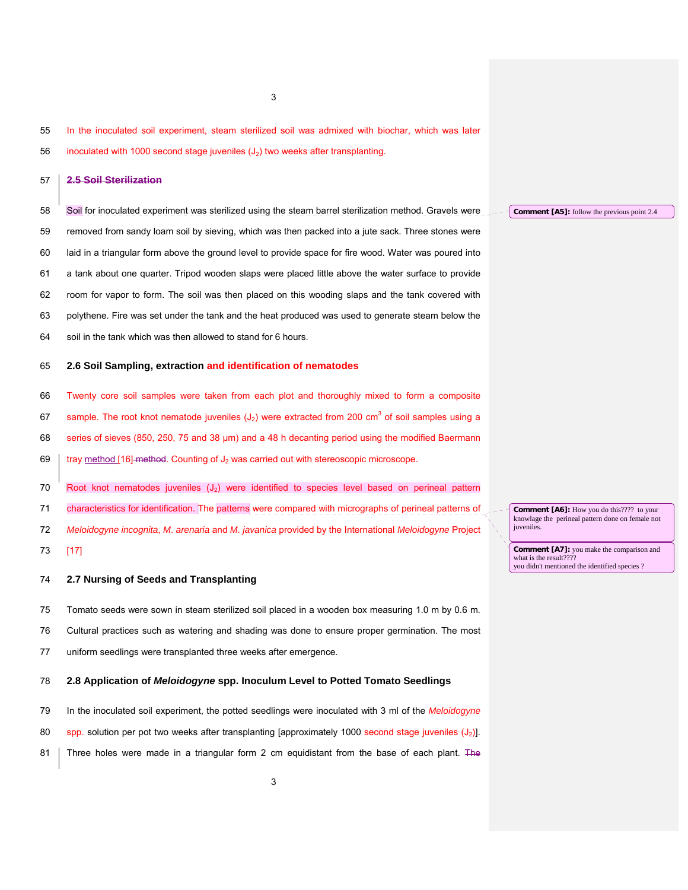In the inoculated soil experiment, steam sterilized soil was admixed with biochar, which was later inoculated with 1000 second stage juveniles ($J_2$) two weeks after transplanting.

## 2.5 Soil Sterilization

Soil for inoculated experiment was sterilized using the steam barrel sterilization method. Gravels were removed from sandy loam soil by sieving, which was then packed into a jute sack. Three stones were laid in a triangular form above the ground level to provide space for fire wood. Water was poured into a tank about one quarter. Tripod wooden slaps were placed little above the water surface to provide room for vapor to form. The soil was then placed on this wooding slaps and the tank covered with polythene. Fire was set under the tank and the heat produced was used to generate steam below the soil in the tank which was then allowed to stand for 6 hours.

**Comment [A5]:** follow the previous point 2.4

## 2.6 Soil Sampling, extraction and identification of nematodes

Twenty core soil samples were taken from each plot and thoroughly mixed to form a composite sample. The root knot nematode juveniles ($J_2$) were extracted from 200 $cm^3$ of soil samples using a series of sieves (850, 250, 75 and 38 µm) and a 48 h decanting period using the modified Baermann tray method [16] ~~method~~. Counting of $J_2$ was carried out with stereoscopic microscope.

Root knot nematodes juveniles ($J_2$) were identified to species level based on perineal pattern characteristics for identification. The patterns were compared with micrographs of perineal patterns of *Meloidogyne incognita*, *M. arenaria* and *M. javanica* provided by the International *Meloidogyne* Project [17]

**Comment [A6]:** How you do this???? to your knowlage the perineal pattern done on female not juveniles.

**Comment [A7]:** you make the comparison and what is the result???? you didn't mentioned the identified species ?

## 2.7 Nursing of Seeds and Transplanting

Tomato seeds were sown in steam sterilized soil placed in a wooden box measuring 1.0 m by 0.6 m. Cultural practices such as watering and shading was done to ensure proper germination. The most uniform seedlings were transplanted three weeks after emergence.

## 2.8 Application of *Meloidogyne* spp. Inoculum Level to Potted Tomato Seedlings

In the inoculated soil experiment, the potted seedlings were inoculated with 3 ml of the *Meloidogyne* spp. solution per pot two weeks after transplanting [approximately 1000 second stage juveniles ($J_2$)]. Three holes were made in a triangular form 2 cm equidistant from the base of each plant. ~~The~~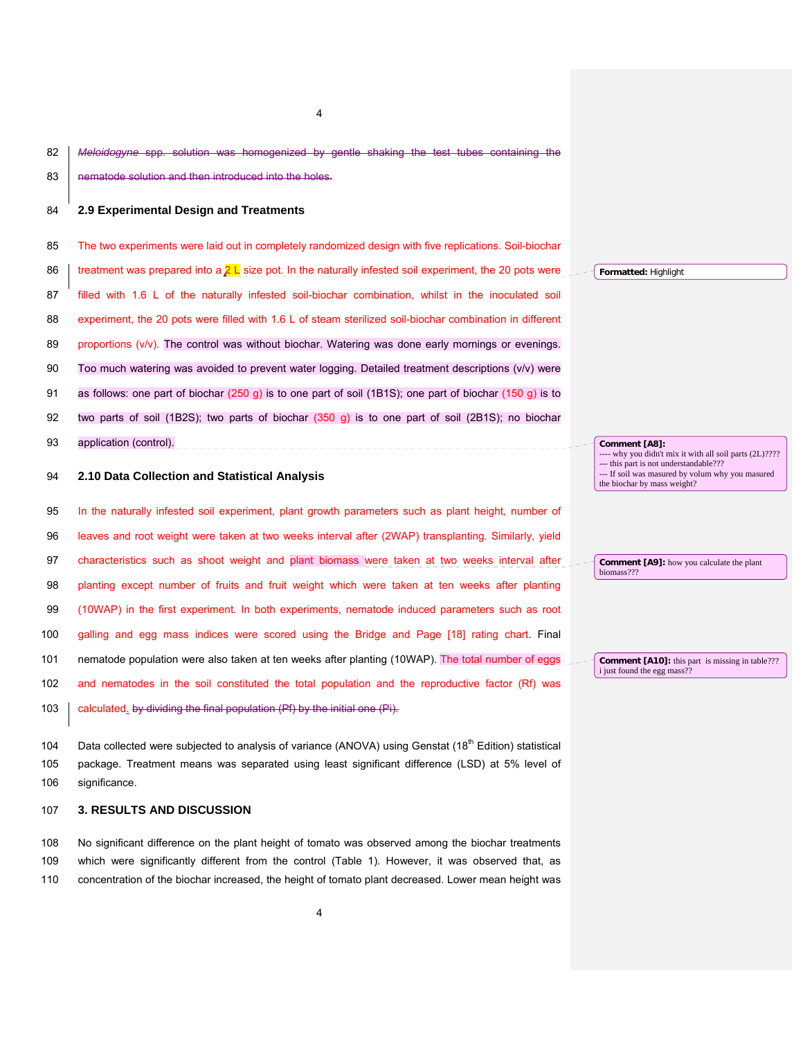~~*Meloidogyne* spp. solution was homogenized by gentle shaking the test tubes containing the nematode solution and then introduced into the holes.~~

## 2.9 Experimental Design and Treatments

The two experiments were laid out in completely randomized design with five replications. Soil-biochar treatment was prepared into a 2 L size pot. In the naturally infested soil experiment, the 20 pots were filled with 1.6 L of the naturally infested soil-biochar combination, whilst in the inoculated soil experiment, the 20 pots were filled with 1.6 L of steam sterilized soil-biochar combination in different proportions (v/v). The control was without biochar. Watering was done early mornings or evenings. Too much watering was avoided to prevent water logging. Detailed treatment descriptions (v/v) were as follows: one part of biochar (250 g) is to one part of soil (1B1S); one part of biochar (150 g) is to two parts of soil (1B2S); two parts of biochar (350 g) is to one part of soil (2B1S); no biochar application (control).

## 2.10 Data Collection and Statistical Analysis

In the naturally infested soil experiment, plant growth parameters such as plant height, number of leaves and root weight were taken at two weeks interval after (2WAP) transplanting. Similarly, yield characteristics such as shoot weight and plant biomass were taken at two weeks interval after planting except number of fruits and fruit weight which were taken at ten weeks after planting (10WAP) in the first experiment. In both experiments, nematode induced parameters such as root galling and egg mass indices were scored using the Bridge and Page [18] rating chart. Final nematode population were also taken at ten weeks after planting (10WAP). The total number of eggs and nematodes in the soil constituted the total population and the reproductive factor (Rf) was calculated. ~~by dividing the final population (Pf) by the initial one (Pi).~~

Data collected were subjected to analysis of variance (ANOVA) using Genstat ($18^{th}$ Edition) statistical package. Treatment means was separated using least significant difference (LSD) at 5% level of significance.

## 3. RESULTS AND DISCUSSION

No significant difference on the plant height of tomato was observed among the biochar treatments which were significantly different from the control (Table 1). However, it was observed that, as concentration of the biochar increased, the height of tomato plant decreased. Lower mean height was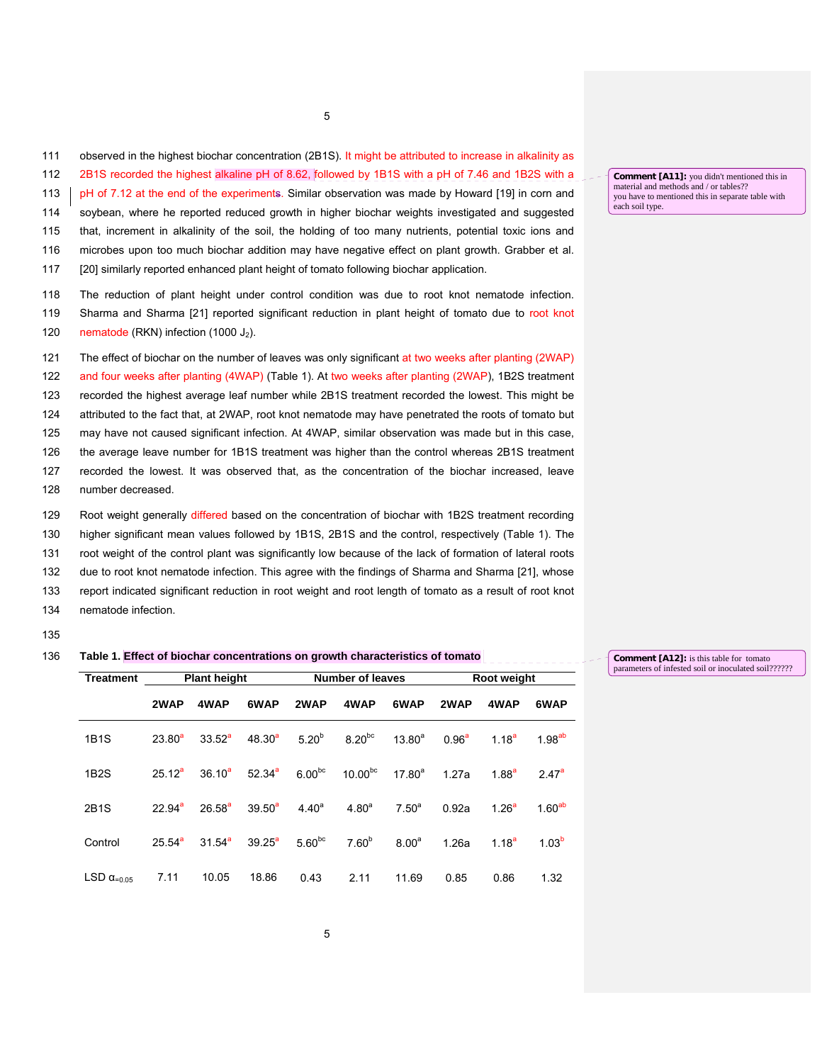observed in the highest biochar concentration (2B1S). It might be attributed to increase in alkalinity as 2B1S recorded the highest alkaline pH of 8.62, followed by 1B1S with a pH of 7.46 and 1B2S with a pH of 7.12 at the end of the experiments. Similar observation was made by Howard [19] in corn and soybean, where he reported reduced growth in higher biochar weights investigated and suggested that, increment in alkalinity of the soil, the holding of too many nutrients, potential toxic ions and microbes upon too much biochar addition may have negative effect on plant growth. Grabber et al. [20] similarly reported enhanced plant height of tomato following biochar application.

**Comment [A11]:** you didn't mentioned this in material and methods and / or tables?? you have to mentioned this in separate table with each soil type.

The reduction of plant height under control condition was due to root knot nematode infection. Sharma and Sharma [21] reported significant reduction in plant height of tomato due to root knot nematode (RKN) infection (1000 $J_2$).

The effect of biochar on the number of leaves was only significant at two weeks after planting (2WAP) and four weeks after planting (4WAP) (Table 1). At two weeks after planting (2WAP), 1B2S treatment recorded the highest average leaf number while 2B1S treatment recorded the lowest. This might be attributed to the fact that, at 2WAP, root knot nematode may have penetrated the roots of tomato but may have not caused significant infection. At 4WAP, similar observation was made but in this case, the average leave number for 1B1S treatment was higher than the control whereas 2B1S treatment recorded the lowest. It was observed that, as the concentration of the biochar increased, leave number decreased.

Root weight generally differed based on the concentration of biochar with 1B2S treatment recording higher significant mean values followed by 1B1S, 2B1S and the control, respectively (Table 1). The root weight of the control plant was significantly low because of the lack of formation of lateral roots due to root knot nematode infection. This agree with the findings of Sharma and Sharma [21], whose report indicated significant reduction in root weight and root length of tomato as a result of root knot nematode infection.

**Table 1. Effect of biochar concentrations on growth characteristics of tomato**

**Comment [A12]:** is this table for tomato parameters of infested soil or inoculated soil??????

| Treatment | Plant height | | | Number of leaves | | | Root weight | | |
|---|---|---|---|---|---|---|---|---|---|
| | 2WAP | 4WAP | 6WAP | 2WAP | 4WAP | 6WAP | 2WAP | 4WAP | 6WAP |
| 1B1S | 23.80$^{a}$ | 33.52$^{a}$ | 48.30$^{a}$ | 5.20$^{b}$ | 8.20$^{bc}$ | 13.80$^{a}$ | 0.96$^{a}$ | 1.18$^{a}$ | 1.98$^{ab}$ |
| 1B2S | 25.12$^{a}$ | 36.10$^{a}$ | 52.34$^{a}$ | 6.00$^{bc}$ | 10.00$^{bc}$ | 17.80$^{a}$ | 1.27a | 1.88$^{a}$ | 2.47$^{a}$ |
| 2B1S | 22.94$^{a}$ | 26.58$^{a}$ | 39.50$^{a}$ | 4.40$^{a}$ | 4.80$^{a}$ | 7.50$^{a}$ | 0.92a | 1.26$^{a}$ | 1.60$^{ab}$ |
| Control | 25.54$^{a}$ | 31.54$^{a}$ | 39.25$^{a}$ | 5.60$^{bc}$ | 7.60$^{b}$ | 8.00$^{a}$ | 1.26a | 1.18$^{a}$ | 1.03$^{b}$ |
| LSD $\alpha_{=0.05}$ | 7.11 | 10.05 | 18.86 | 0.43 | 2.11 | 11.69 | 0.85 | 0.86 | 1.32 |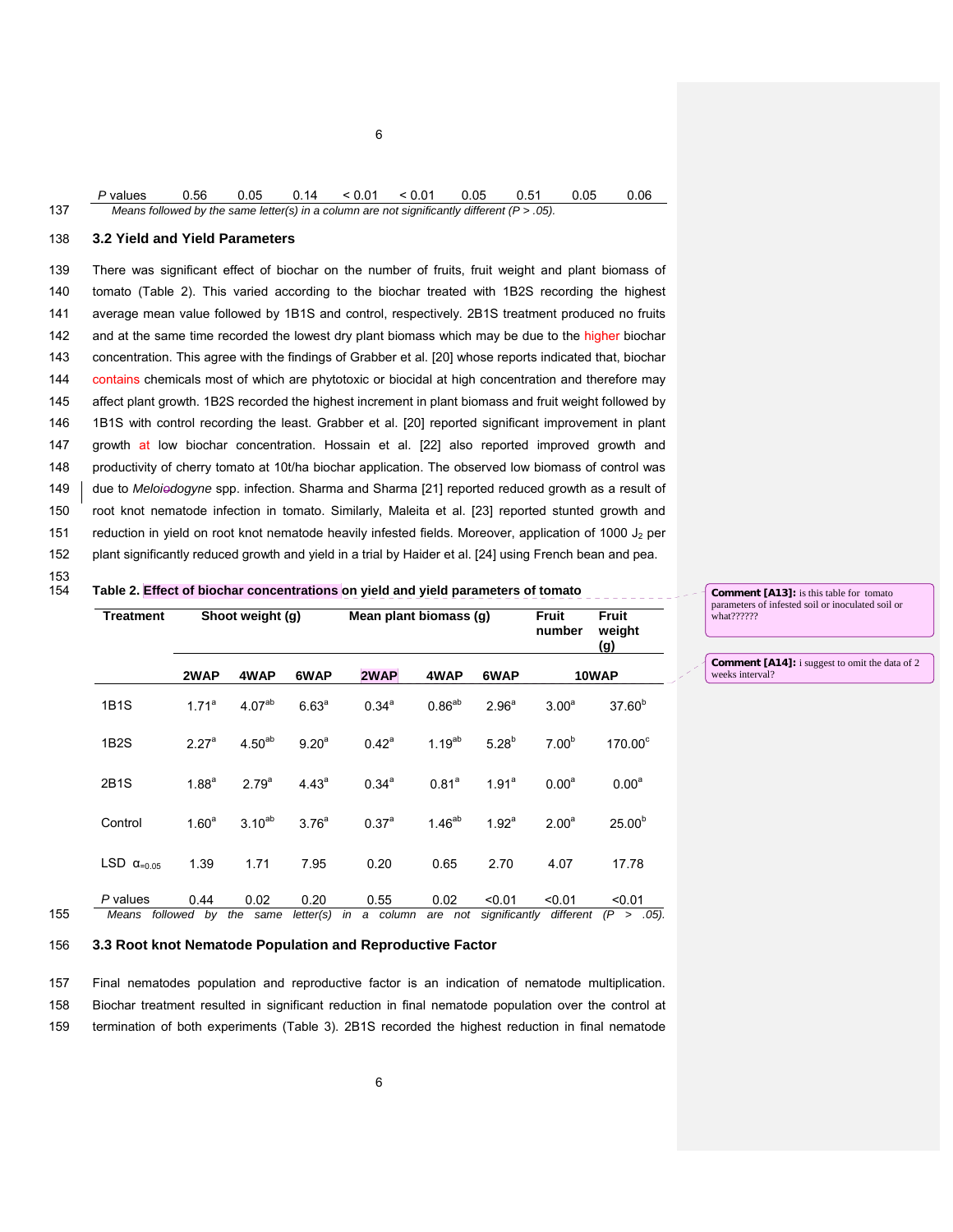| P values | 0.56 | 0.05 | 0.14 | < 0.01 | < 0.01 | 0.05 | 0.51 | 0.05 | 0.06 |
|---|---|---|---|---|---|---|---|---|---|

*Means followed by the same letter(s) in a column are not significantly different (P > .05).*

### 3.2 Yield and Yield Parameters

There was significant effect of biochar on the number of fruits, fruit weight and plant biomass of tomato (Table 2). This varied according to the biochar treated with 1B2S recording the highest average mean value followed by 1B1S and control, respectively. 2B1S treatment produced no fruits and at the same time recorded the lowest dry plant biomass which may be due to the higher biochar concentration. This agree with the findings of Grabber et al. [20] whose reports indicated that, biochar contains chemicals most of which are phytotoxic or biocidal at high concentration and therefore may affect plant growth. 1B2S recorded the highest increment in plant biomass and fruit weight followed by 1B1S with control recording the least. Grabber et al. [20] reported significant improvement in plant growth at low biochar concentration. Hossain et al. [22] also reported improved growth and productivity of cherry tomato at 10t/ha biochar application. The observed low biomass of control was due to *Meloidogyne* spp. infection. Sharma and Sharma [21] reported reduced growth as a result of root knot nematode infection in tomato. Similarly, Maleita et al. [23] reported stunted growth and reduction in yield on root knot nematode heavily infested fields. Moreover, application of 1000 $J_2$ per plant significantly reduced growth and yield in a trial by Haider et al. [24] using French bean and pea.

**Table 2. Effect of biochar concentrations on yield and yield parameters of tomato**

| Treatment | Shoot weight (g) | | | Mean plant biomass (g) | | | Fruit number | Fruit weight (g) |
|---|---|---|---|---|---|---|---|---|
| | 2WAP | 4WAP | 6WAP | 2WAP | 4WAP | 6WAP | 10WAP | |
| 1B1S | 1.71[a] | 4.07[ab] | 6.63[a] | 0.34[a] | 0.86[ab] | 2.96[a] | 3.00[a] | 37.60[b] |
| 1B2S | 2.27[a] | 4.50[ab] | 9.20[a] | 0.42[a] | 1.19[ab] | 5.28[b] | 7.00[b] | 170.00[c] |
| 2B1S | 1.88[a] | 2.79[a] | 4.43[a] | 0.34[a] | 0.81[a] | 1.91[a] | 0.00[a] | 0.00[a] |
| Control | 1.60[a] | 3.10[ab] | 3.76[a] | 0.37[a] | 1.46[ab] | 1.92[a] | 2.00[a] | 25.00[b] |
| LSD $\alpha_{=0.05}$ | 1.39 | 1.71 | 7.95 | 0.20 | 0.65 | 2.70 | 4.07 | 17.78 |
| *P* values | 0.44 | 0.02 | 0.20 | 0.55 | 0.02 | <0.01 | <0.01 | <0.01 |

*Means followed by the same letter(s) in a column are not significantly different (P > .05).*

### 3.3 Root knot Nematode Population and Reproductive Factor

Final nematodes population and reproductive factor is an indication of nematode multiplication. Biochar treatment resulted in significant reduction in final nematode population over the control at termination of both experiments (Table 3). 2B1S recorded the highest reduction in final nematode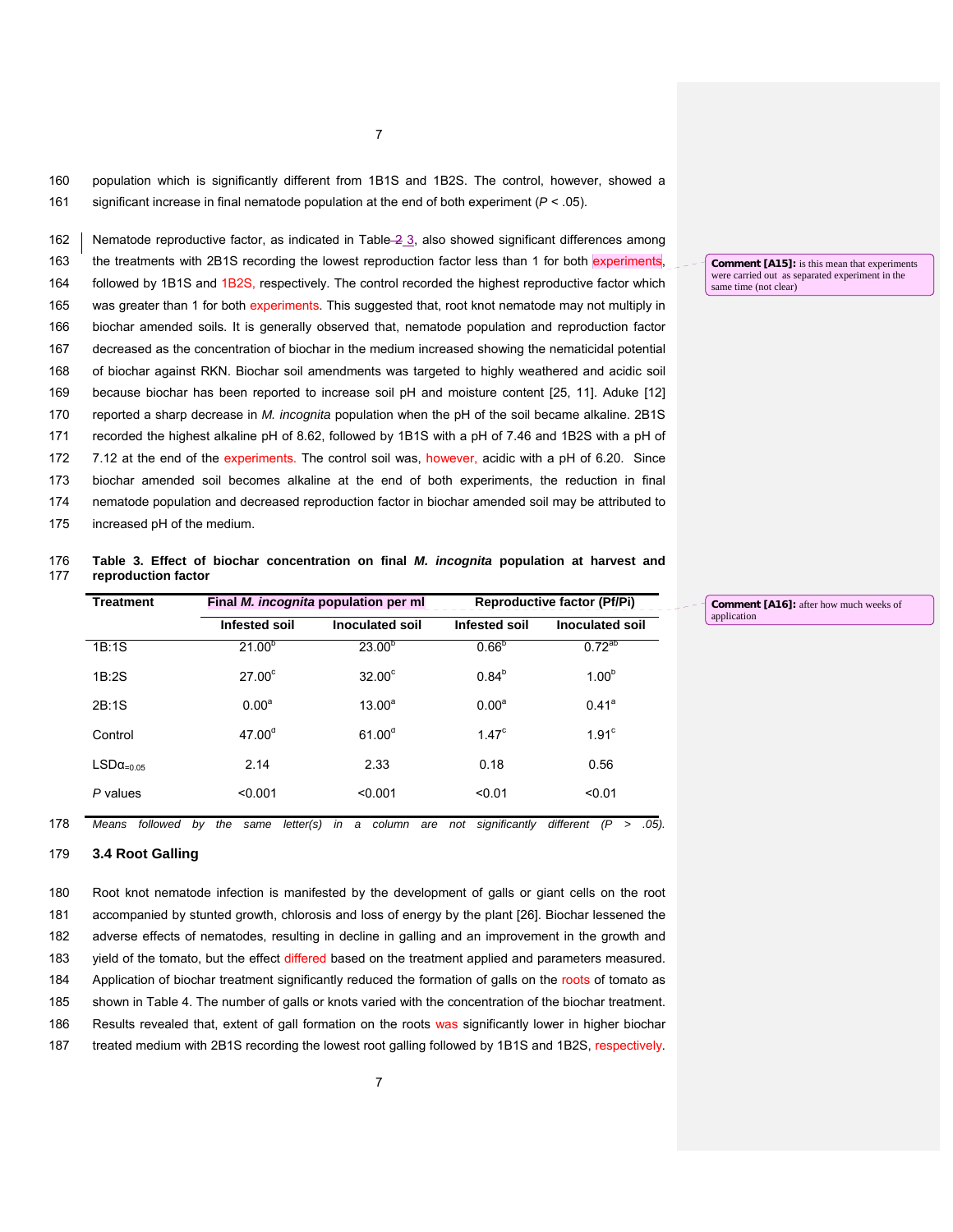population which is significantly different from 1B1S and 1B2S. The control, however, showed a significant increase in final nematode population at the end of both experiment ($P < .05$).

Nematode reproductive factor, as indicated in Table 3, also showed significant differences among the treatments with 2B1S recording the lowest reproduction factor less than 1 for both experiments, followed by 1B1S and 1B2S, respectively. The control recorded the highest reproductive factor which was greater than 1 for both experiments. This suggested that, root knot nematode may not multiply in biochar amended soils. It is generally observed that, nematode population and reproduction factor decreased as the concentration of biochar in the medium increased showing the nematicidal potential of biochar against RKN. Biochar soil amendments was targeted to highly weathered and acidic soil because biochar has been reported to increase soil pH and moisture content [25, 11]. Aduke [12] reported a sharp decrease in *M. incognita* population when the pH of the soil became alkaline. 2B1S recorded the highest alkaline pH of 8.62, followed by 1B1S with a pH of 7.46 and 1B2S with a pH of 7.12 at the end of the experiments. The control soil was, however, acidic with a pH of 6.20. Since biochar amended soil becomes alkaline at the end of both experiments, the reduction in final nematode population and decreased reproduction factor in biochar amended soil may be attributed to increased pH of the medium.

**Table 3. Effect of biochar concentration on final *M. incognita* population at harvest and reproduction factor**

| Treatment | Final *M. incognita* population per ml | | Reproductive factor (Pf/Pi) | |
|---|---|---|---|---|
| | Infested soil | Inoculated soil | Infested soil | Inoculated soil |
| 1B:1S | 21.00[b] | 23.00[b] | 0.66[b] | 0.72[ab] |
| 1B:2S | 27.00[c] | 32.00[c] | 0.84[b] | 1.00[b] |
| 2B:1S | 0.00[a] | 13.00[a] | 0.00[a] | 0.41[a] |
| Control | 47.00[d] | 61.00[d] | 1.47[c] | 1.91[c] |
| $LSD_{\alpha=0.05}$ | 2.14 | 2.33 | 0.18 | 0.56 |
| *P* values | <0.001 | <0.001 | <0.01 | <0.01 |

*Means followed by the same letter(s) in a column are not significantly different ($P > .05$).*

### 3.4 Root Galling

Root knot nematode infection is manifested by the development of galls or giant cells on the root accompanied by stunted growth, chlorosis and loss of energy by the plant [26]. Biochar lessened the adverse effects of nematodes, resulting in decline in galling and an improvement in the growth and yield of the tomato, but the effect differed based on the treatment applied and parameters measured. Application of biochar treatment significantly reduced the formation of galls on the roots of tomato as shown in Table 4. The number of galls or knots varied with the concentration of the biochar treatment. Results revealed that, extent of gall formation on the roots was significantly lower in higher biochar treated medium with 2B1S recording the lowest root galling followed by 1B1S and 1B2S, respectively.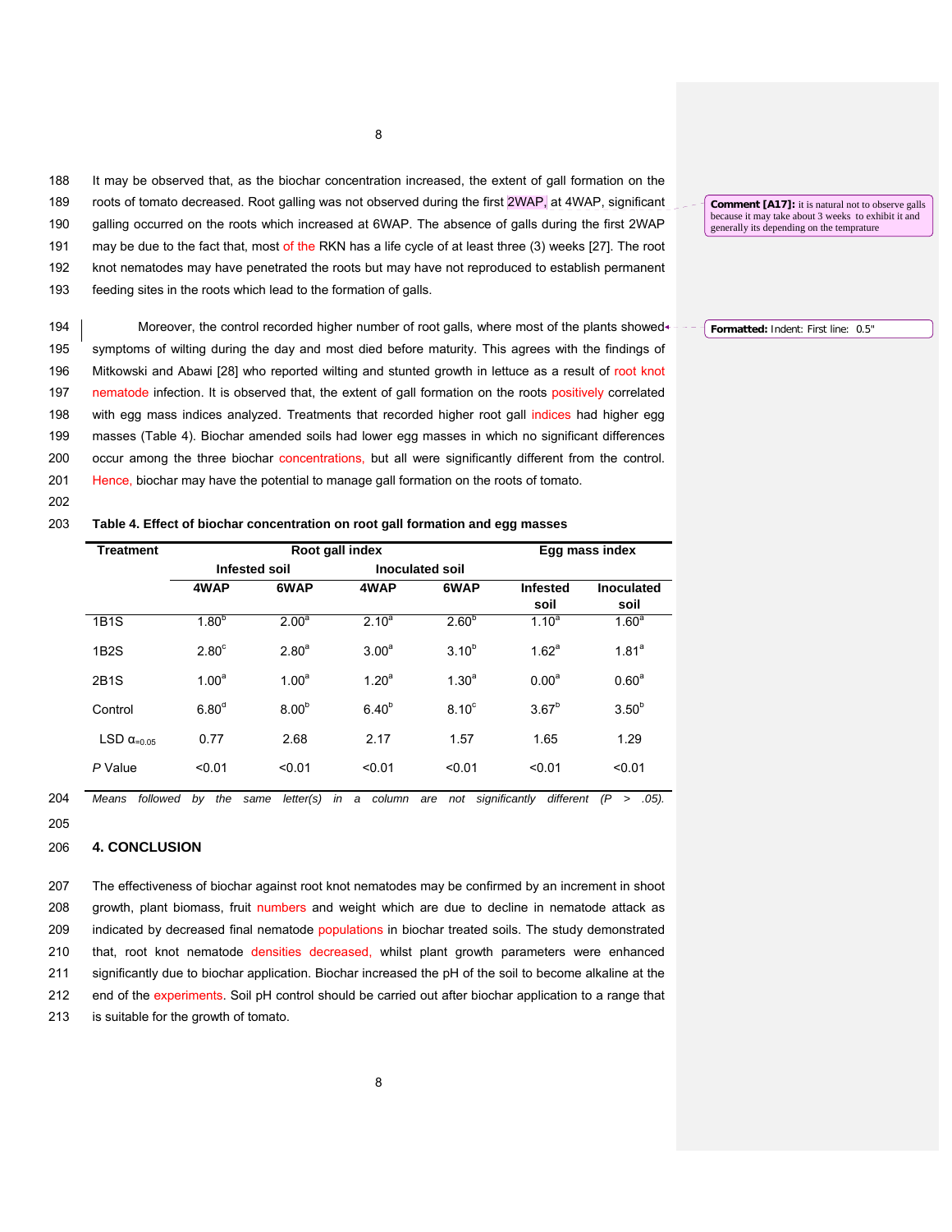It may be observed that, as the biochar concentration increased, the extent of gall formation on the roots of tomato decreased. Root galling was not observed during the first 2WAP, at 4WAP, significant galling occurred on the roots which increased at 6WAP. The absence of galls during the first 2WAP may be due to the fact that, most of the RKN has a life cycle of at least three (3) weeks [27]. The root knot nematodes may have penetrated the roots but may have not reproduced to establish permanent feeding sites in the roots which lead to the formation of galls.

Moreover, the control recorded higher number of root galls, where most of the plants showed symptoms of wilting during the day and most died before maturity. This agrees with the findings of Mitkowski and Abawi [28] who reported wilting and stunted growth in lettuce as a result of root knot nematode infection. It is observed that, the extent of gall formation on the roots positively correlated with egg mass indices analyzed. Treatments that recorded higher root gall indices had higher egg masses (Table 4). Biochar amended soils had lower egg masses in which no significant differences occur among the three biochar concentrations, but all were significantly different from the control. Hence, biochar may have the potential to manage gall formation on the roots of tomato.

**Table 4. Effect of biochar concentration on root gall formation and egg masses**

| Treatment | Root gall index | | | | Egg mass index | |
|---|---|---|---|---|---|---|
| | Infested soil | | Inoculated soil | | | |
| | 4WAP | 6WAP | 4WAP | 6WAP | Infested soil | Inoculated soil |
| 1B1S | $1.80^{b}$ | $2.00^{a}$ | $2.10^{a}$ | $2.60^{b}$ | $1.10^{a}$ | $1.60^{a}$ |
| 1B2S | $2.80^{c}$ | $2.80^{a}$ | $3.00^{a}$ | $3.10^{b}$ | $1.62^{a}$ | $1.81^{a}$ |
| 2B1S | $1.00^{a}$ | $1.00^{a}$ | $1.20^{a}$ | $1.30^{a}$ | $0.00^{a}$ | $0.60^{a}$ |
| Control | $6.80^{d}$ | $8.00^{b}$ | $6.40^{b}$ | $8.10^{c}$ | $3.67^{b}$ | $3.50^{b}$ |
| LSD $\alpha_{=0.05}$ | 0.77 | 2.68 | 2.17 | 1.57 | 1.65 | 1.29 |
| *P* Value | <0.01 | <0.01 | <0.01 | <0.01 | <0.01 | <0.01 |

*Means followed by the same letter(s) in a column are not significantly different (P > .05).*

## 4. CONCLUSION

The effectiveness of biochar against root knot nematodes may be confirmed by an increment in shoot growth, plant biomass, fruit numbers and weight which are due to decline in nematode attack as indicated by decreased final nematode populations in biochar treated soils. The study demonstrated that, root knot nematode densities decreased, whilst plant growth parameters were enhanced significantly due to biochar application. Biochar increased the pH of the soil to become alkaline at the end of the experiments. Soil pH control should be carried out after biochar application to a range that is suitable for the growth of tomato.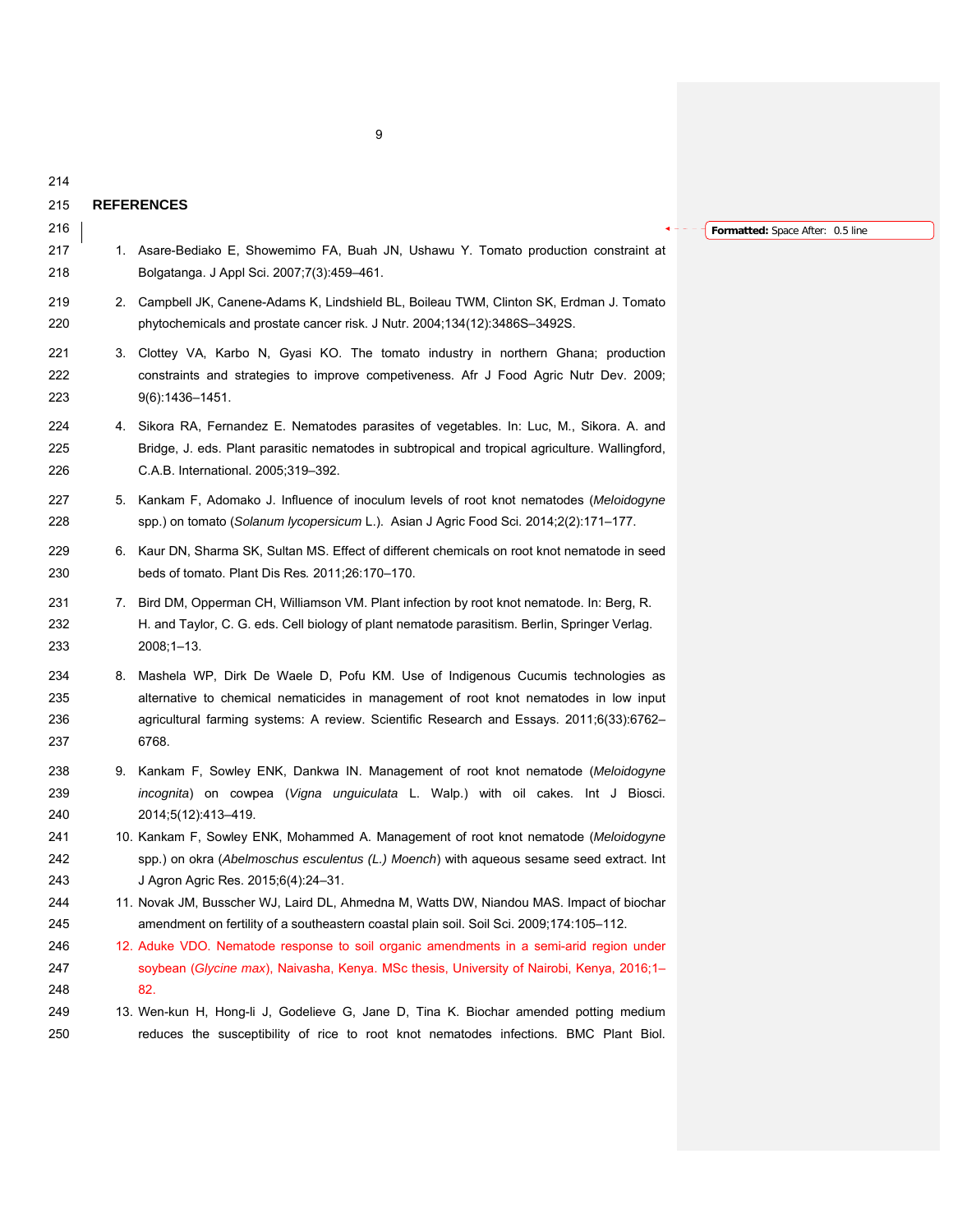## REFERENCES

1. Asare-Bediako E, Showemimo FA, Buah JN, Ushawu Y. Tomato production constraint at Bolgatanga. J Appl Sci. 2007;7(3):459–461.
2. Campbell JK, Canene-Adams K, Lindshield BL, Boileau TWM, Clinton SK, Erdman J. Tomato phytochemicals and prostate cancer risk. J Nutr. 2004;134(12):3486S–3492S.
3. Clottey VA, Karbo N, Gyasi KO. The tomato industry in northern Ghana; production constraints and strategies to improve competiveness. Afr J Food Agric Nutr Dev. 2009; 9(6):1436–1451.
4. Sikora RA, Fernandez E. Nematodes parasites of vegetables. In: Luc, M., Sikora. A. and Bridge, J. eds. Plant parasitic nematodes in subtropical and tropical agriculture. Wallingford, C.A.B. International. 2005;319–392.
5. Kankam F, Adomako J. Influence of inoculum levels of root knot nematodes (*Meloidogyne* spp.) on tomato (*Solanum lycopersicum* L.). Asian J Agric Food Sci. 2014;2(2):171–177.
6. Kaur DN, Sharma SK, Sultan MS. Effect of different chemicals on root knot nematode in seed beds of tomato. Plant Dis Res*.* 2011;26:170–170.
7. Bird DM, Opperman CH, Williamson VM. Plant infection by root knot nematode. In: Berg, R. H. and Taylor, C. G. eds. Cell biology of plant nematode parasitism. Berlin, Springer Verlag. 2008;1–13.
8. Mashela WP, Dirk De Waele D, Pofu KM. Use of Indigenous Cucumis technologies as alternative to chemical nematicides in management of root knot nematodes in low input agricultural farming systems: A review. Scientific Research and Essays. 2011;6(33):6762–6768.
9. Kankam F, Sowley ENK, Dankwa IN. Management of root knot nematode (*Meloidogyne incognita*) on cowpea (*Vigna unguiculata* L. Walp.) with oil cakes. Int J Biosci. 2014;5(12):413–419.
10. Kankam F, Sowley ENK, Mohammed A. Management of root knot nematode (*Meloidogyne* spp.) on okra (*Abelmoschus esculentus (L.) Moench*) with aqueous sesame seed extract. Int J Agron Agric Res. 2015;6(4):24–31.
11. Novak JM, Busscher WJ, Laird DL, Ahmedna M, Watts DW, Niandou MAS. Impact of biochar amendment on fertility of a southeastern coastal plain soil. Soil Sci. 2009;174:105–112.
12. Aduke VDO. Nematode response to soil organic amendments in a semi-arid region under soybean (*Glycine max*), Naivasha, Kenya. MSc thesis, University of Nairobi, Kenya, 2016;1–82.
13. Wen-kun H, Hong-li J, Godelieve G, Jane D, Tina K. Biochar amended potting medium reduces the susceptibility of rice to root knot nematodes infections. BMC Plant Biol.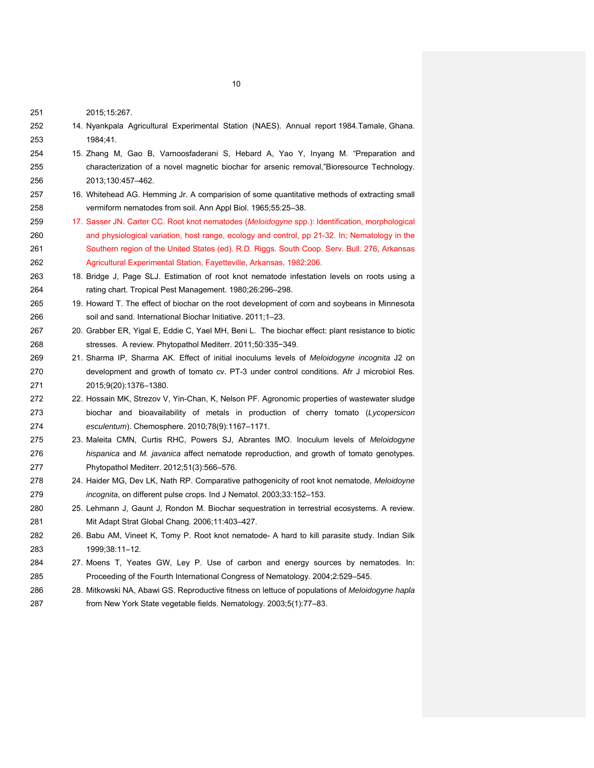2015;15:267.

14. Nyankpala Agricultural Experimental Station (NAES). Annual report 1984.Tamale, Ghana. 1984;41.
15. Zhang M, Gao B, Varnoosfaderani S, Hebard A, Yao Y, Inyang M. “Preparation and characterization of a novel magnetic biochar for arsenic removal,”Bioresource Technology. 2013;130:457–462.
16. Whitehead AG. Hemming Jr. A comparision of some quantitative methods of extracting small vermiform nematodes from soil. Ann Appl Biol. 1965;55:25–38.
17. Sasser JN. Carter CC. Root knot nematodes (*Meloidogyne* spp.): Identification, morphological and physiological variation, host range, ecology and control, pp 21-32. In; Nematology in the Southern region of the United States (ed). R.D. Riggs. South Coop. Serv. Bull. 276, Arkansas Agricultural Experimental Station, Fayetteville, Arkansas, 1982;206.
18. Bridge J, Page SLJ. Estimation of root knot nematode infestation levels on roots using a rating chart. Tropical Pest Management. 1980;26:296–298.
19. Howard T. The effect of biochar on the root development of corn and soybeans in Minnesota soil and sand. International Biochar Initiative. 2011;1–23.
20. Grabber ER, Yigal E, Eddie C, Yael MH, Beni L. The biochar effect: plant resistance to biotic stresses. A review. Phytopathol Mediterr. 2011;50:335−349.
21. Sharma IP, Sharma AK. Effect of initial inoculums levels of *Meloidogyne incognita* J2 on development and growth of tomato cv. PT-3 under control conditions. Afr J microbiol Res. 2015;9(20):1376–1380.
22. Hossain MK, Strezov V, Yin-Chan, K, Nelson PF. Agronomic properties of wastewater sludge biochar and bioavailability of metals in production of cherry tomato (*Lycopersicon esculentum*). Chemosphere. 2010;78(9):1167–1171.
23. Maleita CMN, Curtis RHC, Powers SJ, Abrantes IMO. Inoculum levels of *Meloidogyne hispanica* and *M. javanica* affect nematode reproduction, and growth of tomato genotypes. Phytopathol Mediterr. 2012;51(3):566–576.
24. Haider MG, Dev LK, Nath RP. Comparative pathogenicity of root knot nematode, *Meloidoyne incognita*, on different pulse crops. Ind J Nematol. 2003;33:152–153.
25. Lehmann J, Gaunt J, Rondon M. Biochar sequestration in terrestrial ecosystems. A review. Mit Adapt Strat Global Chang. 2006;11:403–427.
26. Babu AM, Vineet K, Tomy P. Root knot nematode- A hard to kill parasite study. Indian Silk 1999;38:11–12.
27. Moens T, Yeates GW, Ley P. Use of carbon and energy sources by nematodes. In: Proceeding of the Fourth International Congress of Nematology. 2004;2:529–545.
28. Mitkowski NA, Abawi GS. Reproductive fitness on lettuce of populations of *Meloidogyne hapla* from New York State vegetable fields. Nematology. 2003;5(1):77–83.